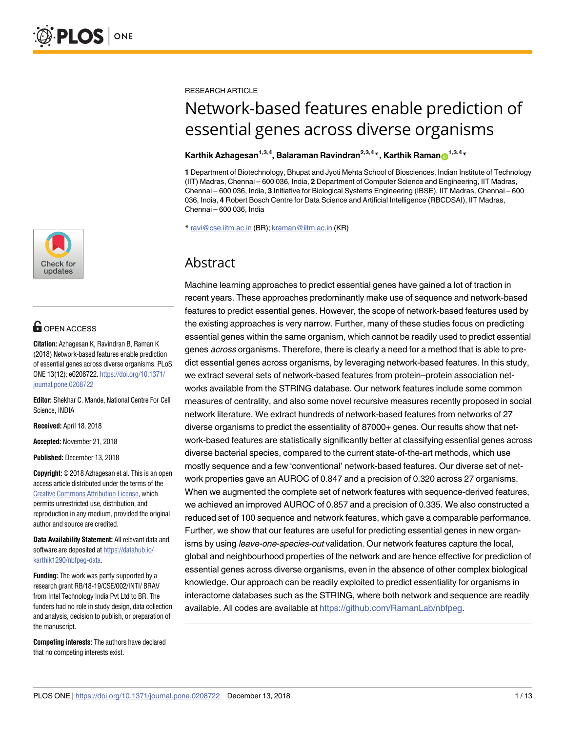RESEARCH ARTICLE

# Network-based features enable prediction of essential genes across diverse organisms

**Karthik Azhagesan[1,3,4], Balaraman Ravindran[2,3,4]*, Karthik Raman[1,3,4]***

**1** Department of Biotechnology, Bhupat and Jyoti Mehta School of Biosciences, Indian Institute of Technology (IIT) Madras, Chennai – 600 036, India, **2** Department of Computer Science and Engineering, IIT Madras, Chennai – 600 036, India, **3** Initiative for Biological Systems Engineering (IBSE), IIT Madras, Chennai – 600 036, India, **4** Robert Bosch Centre for Data Science and Artificial Intelligence (RBCDSAI), IIT Madras, Chennai – 600 036, India

* ravi@cse.iitm.ac.in (BR); kraman@iitm.ac.in (KR)

## Abstract

Machine learning approaches to predict essential genes have gained a lot of traction in recent years. These approaches predominantly make use of sequence and network-based features to predict essential genes. However, the scope of network-based features used by the existing approaches is very narrow. Further, many of these studies focus on predicting essential genes within the same organism, which cannot be readily used to predict essential genes *across* organisms. Therefore, there is clearly a need for a method that is able to predict essential genes across organisms, by leveraging network-based features. In this study, we extract several sets of network-based features from protein–protein association networks available from the STRING database. Our network features include some common measures of centrality, and also some novel recursive measures recently proposed in social network literature. We extract hundreds of network-based features from networks of 27 diverse organisms to predict the essentiality of 87000+ genes. Our results show that network-based features are statistically significantly better at classifying essential genes across diverse bacterial species, compared to the current state-of-the-art methods, which use mostly sequence and a few 'conventional' network-based features. Our diverse set of network properties gave an AUROC of 0.847 and a precision of 0.320 across 27 organisms. When we augmented the complete set of network features with sequence-derived features, we achieved an improved AUROC of 0.857 and a precision of 0.335. We also constructed a reduced set of 100 sequence and network features, which gave a comparable performance. Further, we show that our features are useful for predicting essential genes in new organisms by using *leave-one-species-out* validation. Our network features capture the local, global and neighbourhood properties of the network and are hence effective for prediction of essential genes across diverse organisms, even in the absence of other complex biological knowledge. Our approach can be readily exploited to predict essentiality for organisms in interactome databases such as the STRING, where both network and sequence are readily available. All codes are available at https://github.com/RamanLab/nbfpeg.

OPEN ACCESS

**Citation:** Azhagesan K, Ravindran B, Raman K (2018) Network-based features enable prediction of essential genes across diverse organisms. PLoS ONE 13(12): e0208722. https://doi.org/10.1371/journal.pone.0208722

**Editor:** Shekhar C. Mande, National Centre For Cell Science, INDIA

**Received:** April 18, 2018

**Accepted:** November 21, 2018

**Published:** December 13, 2018

**Copyright:** © 2018 Azhagesan et al. This is an open access article distributed under the terms of the Creative Commons Attribution License, which permits unrestricted use, distribution, and reproduction in any medium, provided the original author and source are credited.

**Data Availability Statement:** All relevant data and software are deposited at https://datahub.io/karthik1290/nbfpeg-data.

**Funding:** The work was partly supported by a research grant RB/18-19/CSE/002/INTI/ BRAV from Intel Technology India Pvt Ltd to BR. The funders had no role in study design, data collection and analysis, decision to publish, or preparation of the manuscript.

**Competing interests:** The authors have declared that no competing interests exist.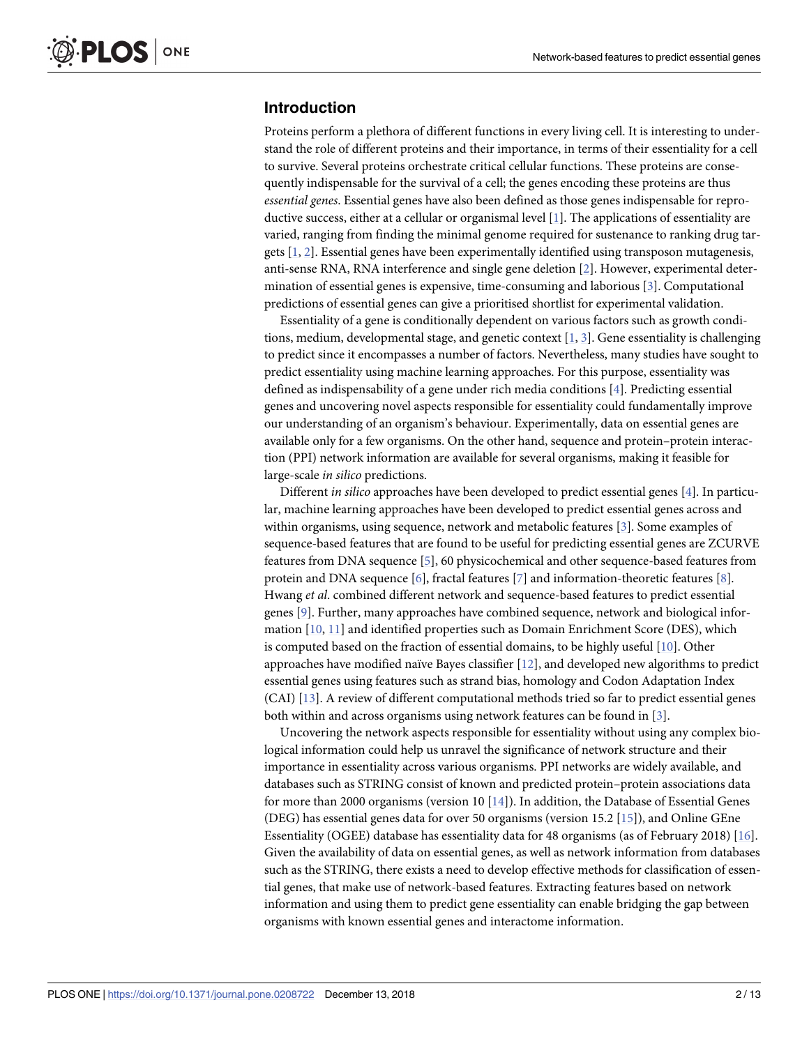## Introduction

Proteins perform a plethora of different functions in every living cell. It is interesting to understand the role of different proteins and their importance, in terms of their essentiality for a cell to survive. Several proteins orchestrate critical cellular functions. These proteins are consequently indispensable for the survival of a cell; the genes encoding these proteins are thus *essential genes*. Essential genes have also been defined as those genes indispensable for reproductive success, either at a cellular or organismal level [1]. The applications of essentiality are varied, ranging from finding the minimal genome required for sustenance to ranking drug targets [1, 2]. Essential genes have been experimentally identified using transposon mutagenesis, anti-sense RNA, RNA interference and single gene deletion [2]. However, experimental determination of essential genes is expensive, time-consuming and laborious [3]. Computational predictions of essential genes can give a prioritised shortlist for experimental validation.

Essentiality of a gene is conditionally dependent on various factors such as growth conditions, medium, developmental stage, and genetic context [1, 3]. Gene essentiality is challenging to predict since it encompasses a number of factors. Nevertheless, many studies have sought to predict essentiality using machine learning approaches. For this purpose, essentiality was defined as indispensability of a gene under rich media conditions [4]. Predicting essential genes and uncovering novel aspects responsible for essentiality could fundamentally improve our understanding of an organism's behaviour. Experimentally, data on essential genes are available only for a few organisms. On the other hand, sequence and protein–protein interaction (PPI) network information are available for several organisms, making it feasible for large-scale *in silico* predictions.

Different *in silico* approaches have been developed to predict essential genes [4]. In particular, machine learning approaches have been developed to predict essential genes across and within organisms, using sequence, network and metabolic features [3]. Some examples of sequence-based features that are found to be useful for predicting essential genes are ZCURVE features from DNA sequence [5], 60 physicochemical and other sequence-based features from protein and DNA sequence [6], fractal features [7] and information-theoretic features [8]. Hwang *et al*. combined different network and sequence-based features to predict essential genes [9]. Further, many approaches have combined sequence, network and biological information [10, 11] and identified properties such as Domain Enrichment Score (DES), which is computed based on the fraction of essential domains, to be highly useful [10]. Other approaches have modified naïve Bayes classifier [12], and developed new algorithms to predict essential genes using features such as strand bias, homology and Codon Adaptation Index (CAI) [13]. A review of different computational methods tried so far to predict essential genes both within and across organisms using network features can be found in [3].

Uncovering the network aspects responsible for essentiality without using any complex biological information could help us unravel the significance of network structure and their importance in essentiality across various organisms. PPI networks are widely available, and databases such as STRING consist of known and predicted protein–protein associations data for more than 2000 organisms (version 10 [14]). In addition, the Database of Essential Genes (DEG) has essential genes data for over 50 organisms (version 15.2 [15]), and Online GEne Essentiality (OGEE) database has essentiality data for 48 organisms (as of February 2018) [16]. Given the availability of data on essential genes, as well as network information from databases such as the STRING, there exists a need to develop effective methods for classification of essential genes, that make use of network-based features. Extracting features based on network information and using them to predict gene essentiality can enable bridging the gap between organisms with known essential genes and interactome information.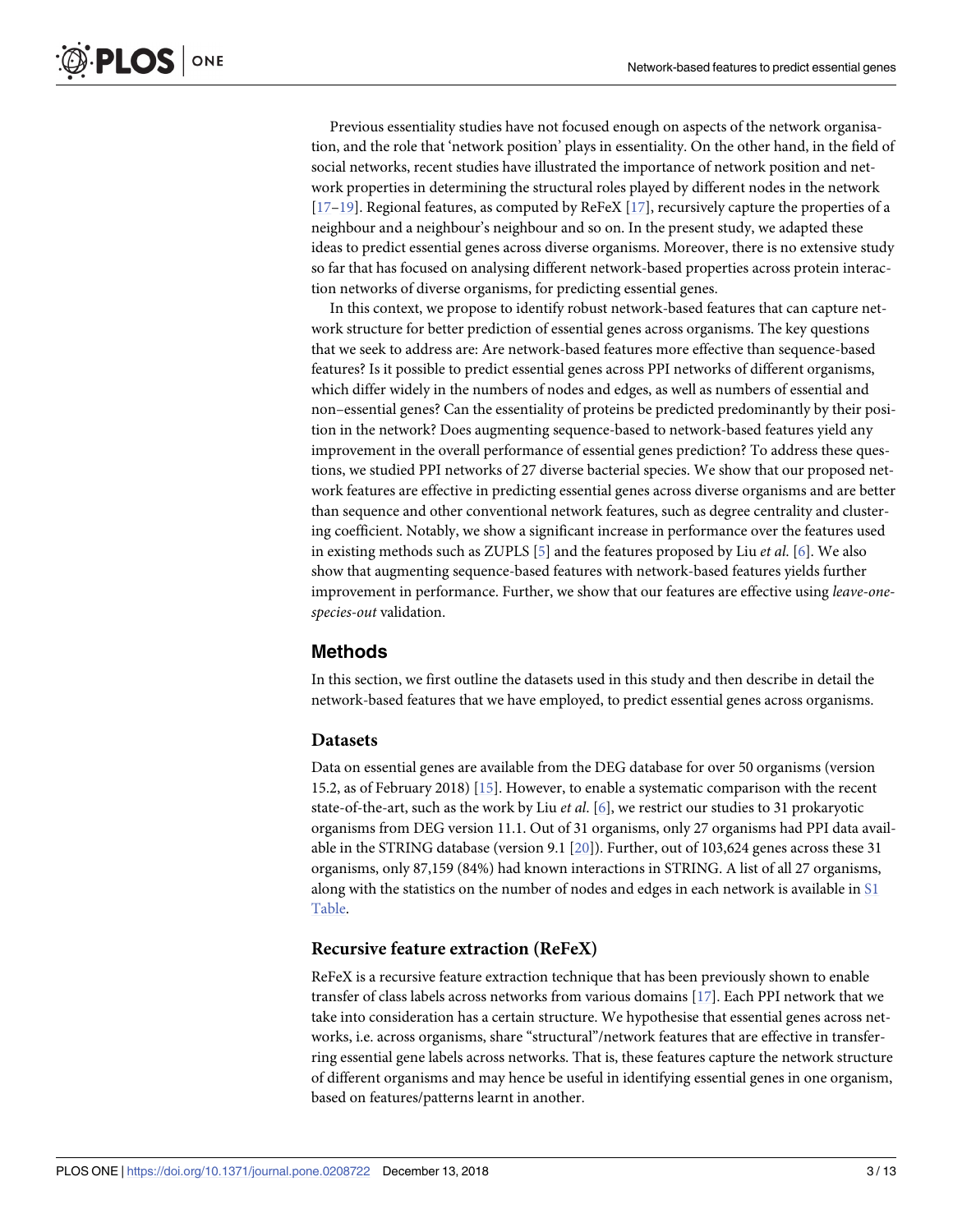Previous essentiality studies have not focused enough on aspects of the network organisation, and the role that 'network position' plays in essentiality. On the other hand, in the field of social networks, recent studies have illustrated the importance of network position and network properties in determining the structural roles played by different nodes in the network [17–19]. Regional features, as computed by ReFeX [17], recursively capture the properties of a neighbour and a neighbour's neighbour and so on. In the present study, we adapted these ideas to predict essential genes across diverse organisms. Moreover, there is no extensive study so far that has focused on analysing different network-based properties across protein interaction networks of diverse organisms, for predicting essential genes.

In this context, we propose to identify robust network-based features that can capture network structure for better prediction of essential genes across organisms. The key questions that we seek to address are: Are network-based features more effective than sequence-based features? Is it possible to predict essential genes across PPI networks of different organisms, which differ widely in the numbers of nodes and edges, as well as numbers of essential and non–essential genes? Can the essentiality of proteins be predicted predominantly by their position in the network? Does augmenting sequence-based to network-based features yield any improvement in the overall performance of essential genes prediction? To address these questions, we studied PPI networks of 27 diverse bacterial species. We show that our proposed network features are effective in predicting essential genes across diverse organisms and are better than sequence and other conventional network features, such as degree centrality and clustering coefficient. Notably, we show a significant increase in performance over the features used in existing methods such as ZUPLS [5] and the features proposed by Liu *et al.* [6]. We also show that augmenting sequence-based features with network-based features yields further improvement in performance. Further, we show that our features are effective using *leave-one-species-out* validation.

## Methods

In this section, we first outline the datasets used in this study and then describe in detail the network-based features that we have employed, to predict essential genes across organisms.

### Datasets

Data on essential genes are available from the DEG database for over 50 organisms (version 15.2, as of February 2018) [15]. However, to enable a systematic comparison with the recent state-of-the-art, such as the work by Liu *et al.* [6], we restrict our studies to 31 prokaryotic organisms from DEG version 11.1. Out of 31 organisms, only 27 organisms had PPI data available in the STRING database (version 9.1 [20]). Further, out of 103,624 genes across these 31 organisms, only 87,159 (84%) had known interactions in STRING. A list of all 27 organisms, along with the statistics on the number of nodes and edges in each network is available in S1 Table.

### Recursive feature extraction (ReFeX)

ReFeX is a recursive feature extraction technique that has been previously shown to enable transfer of class labels across networks from various domains [17]. Each PPI network that we take into consideration has a certain structure. We hypothesise that essential genes across networks, i.e. across organisms, share "structural"/network features that are effective in transferring essential gene labels across networks. That is, these features capture the network structure of different organisms and may hence be useful in identifying essential genes in one organism, based on features/patterns learnt in another.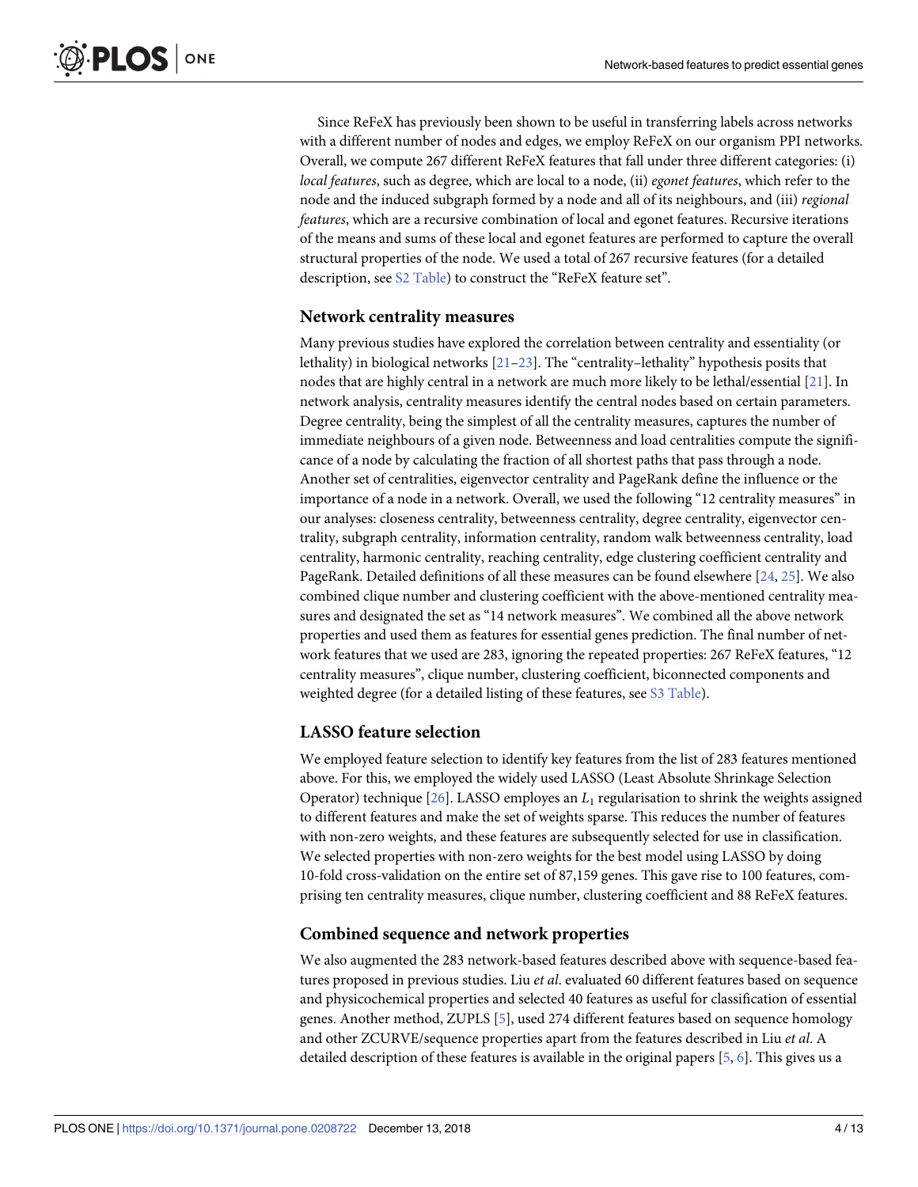Since ReFeX has previously been shown to be useful in transferring labels across networks with a different number of nodes and edges, we employ ReFeX on our organism PPI networks. Overall, we compute 267 different ReFeX features that fall under three different categories: (i) *local features*, such as degree, which are local to a node, (ii) *egonet features*, which refer to the node and the induced subgraph formed by a node and all of its neighbours, and (iii) *regional features*, which are a recursive combination of local and egonet features. Recursive iterations of the means and sums of these local and egonet features are performed to capture the overall structural properties of the node. We used a total of 267 recursive features (for a detailed description, see S2 Table) to construct the "ReFeX feature set".

### Network centrality measures

Many previous studies have explored the correlation between centrality and essentiality (or lethality) in biological networks [21–23]. The "centrality–lethality" hypothesis posits that nodes that are highly central in a network are much more likely to be lethal/essential [21]. In network analysis, centrality measures identify the central nodes based on certain parameters. Degree centrality, being the simplest of all the centrality measures, captures the number of immediate neighbours of a given node. Betweenness and load centralities compute the significance of a node by calculating the fraction of all shortest paths that pass through a node. Another set of centralities, eigenvector centrality and PageRank define the influence or the importance of a node in a network. Overall, we used the following "12 centrality measures" in our analyses: closeness centrality, betweenness centrality, degree centrality, eigenvector centrality, subgraph centrality, information centrality, random walk betweenness centrality, load centrality, harmonic centrality, reaching centrality, edge clustering coefficient centrality and PageRank. Detailed definitions of all these measures can be found elsewhere [24, 25]. We also combined clique number and clustering coefficient with the above-mentioned centrality measures and designated the set as "14 network measures". We combined all the above network properties and used them as features for essential genes prediction. The final number of network features that we used are 283, ignoring the repeated properties: 267 ReFeX features, "12 centrality measures", clique number, clustering coefficient, biconnected components and weighted degree (for a detailed listing of these features, see S3 Table).

### LASSO feature selection

We employed feature selection to identify key features from the list of 283 features mentioned above. For this, we employed the widely used LASSO (Least Absolute Shrinkage Selection Operator) technique [26]. LASSO employs an $L_1$ regularisation to shrink the weights assigned to different features and make the set of weights sparse. This reduces the number of features with non-zero weights, and these features are subsequently selected for use in classification. We selected properties with non-zero weights for the best model using LASSO by doing 10-fold cross-validation on the entire set of 87,159 genes. This gave rise to 100 features, comprising ten centrality measures, clique number, clustering coefficient and 88 ReFeX features.

### Combined sequence and network properties

We also augmented the 283 network-based features described above with sequence-based features proposed in previous studies. Liu *et al*. evaluated 60 different features based on sequence and physicochemical properties and selected 40 features as useful for classification of essential genes. Another method, ZUPLS [5], used 274 different features based on sequence homology and other ZCURVE/sequence properties apart from the features described in Liu *et al*. A detailed description of these features is available in the original papers [5, 6]. This gives us a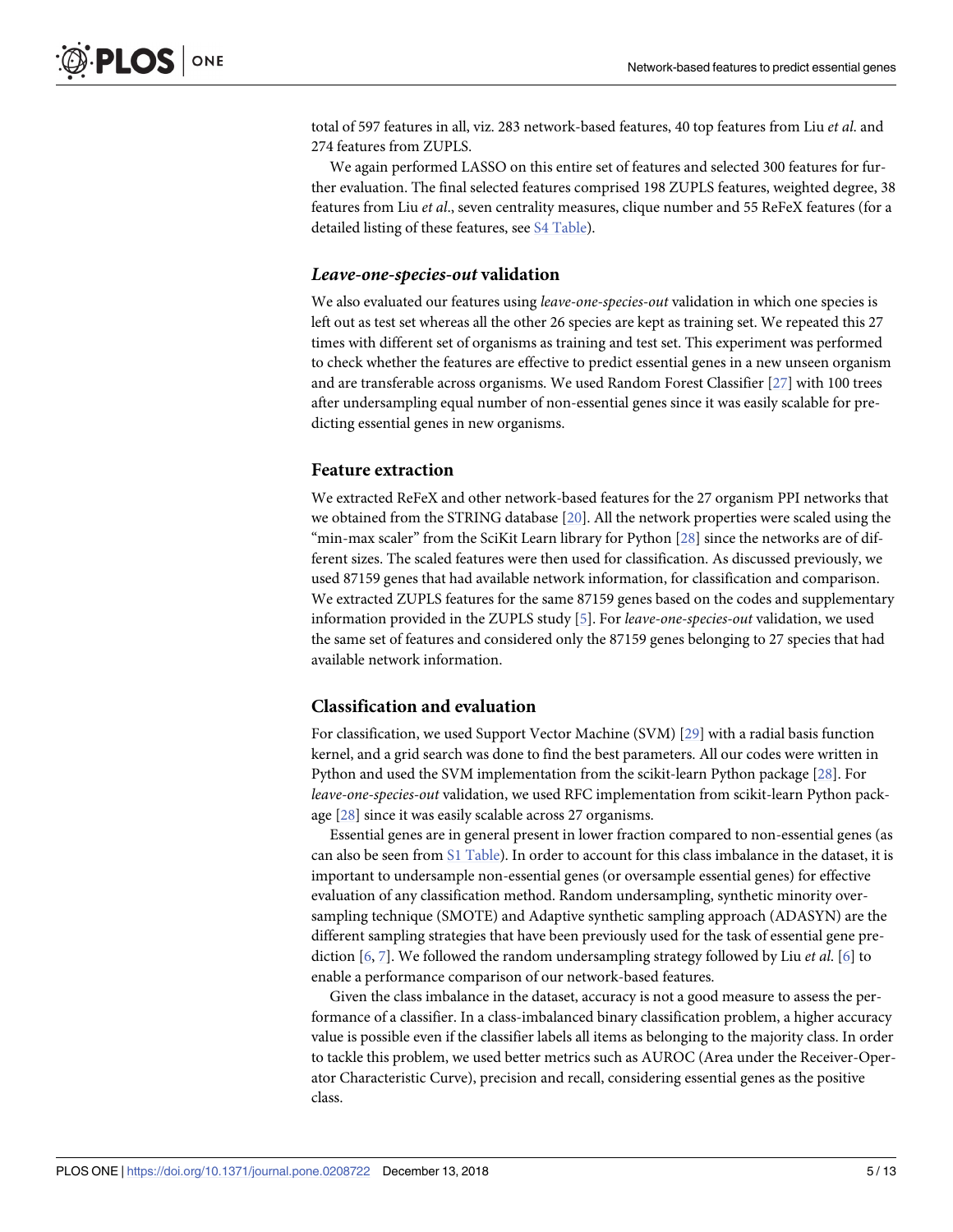total of 597 features in all, viz. 283 network-based features, 40 top features from Liu *et al.* and 274 features from ZUPLS.

We again performed LASSO on this entire set of features and selected 300 features for further evaluation. The final selected features comprised 198 ZUPLS features, weighted degree, 38 features from Liu *et al.*, seven centrality measures, clique number and 55 ReFeX features (for a detailed listing of these features, see S4 Table).

### *Leave-one-species-out* validation

We also evaluated our features using *leave-one-species-out* validation in which one species is left out as test set whereas all the other 26 species are kept as training set. We repeated this 27 times with different set of organisms as training and test set. This experiment was performed to check whether the features are effective to predict essential genes in a new unseen organism and are transferable across organisms. We used Random Forest Classifier [27] with 100 trees after undersampling equal number of non-essential genes since it was easily scalable for predicting essential genes in new organisms.

### Feature extraction

We extracted ReFeX and other network-based features for the 27 organism PPI networks that we obtained from the STRING database [20]. All the network properties were scaled using the "min-max scaler" from the SciKit Learn library for Python [28] since the networks are of different sizes. The scaled features were then used for classification. As discussed previously, we used 87159 genes that had available network information, for classification and comparison. We extracted ZUPLS features for the same 87159 genes based on the codes and supplementary information provided in the ZUPLS study [5]. For *leave-one-species-out* validation, we used the same set of features and considered only the 87159 genes belonging to 27 species that had available network information.

### Classification and evaluation

For classification, we used Support Vector Machine (SVM) [29] with a radial basis function kernel, and a grid search was done to find the best parameters. All our codes were written in Python and used the SVM implementation from the scikit-learn Python package [28]. For *leave-one-species-out* validation, we used RFC implementation from scikit-learn Python package [28] since it was easily scalable across 27 organisms.

Essential genes are in general present in lower fraction compared to non-essential genes (as can also be seen from S1 Table). In order to account for this class imbalance in the dataset, it is important to undersample non-essential genes (or oversample essential genes) for effective evaluation of any classification method. Random undersampling, synthetic minority oversampling technique (SMOTE) and Adaptive synthetic sampling approach (ADASYN) are the different sampling strategies that have been previously used for the task of essential gene prediction [6, 7]. We followed the random undersampling strategy followed by Liu *et al.* [6] to enable a performance comparison of our network-based features.

Given the class imbalance in the dataset, accuracy is not a good measure to assess the performance of a classifier. In a class-imbalanced binary classification problem, a higher accuracy value is possible even if the classifier labels all items as belonging to the majority class. In order to tackle this problem, we used better metrics such as AUROC (Area under the Receiver-Operator Characteristic Curve), precision and recall, considering essential genes as the positive class.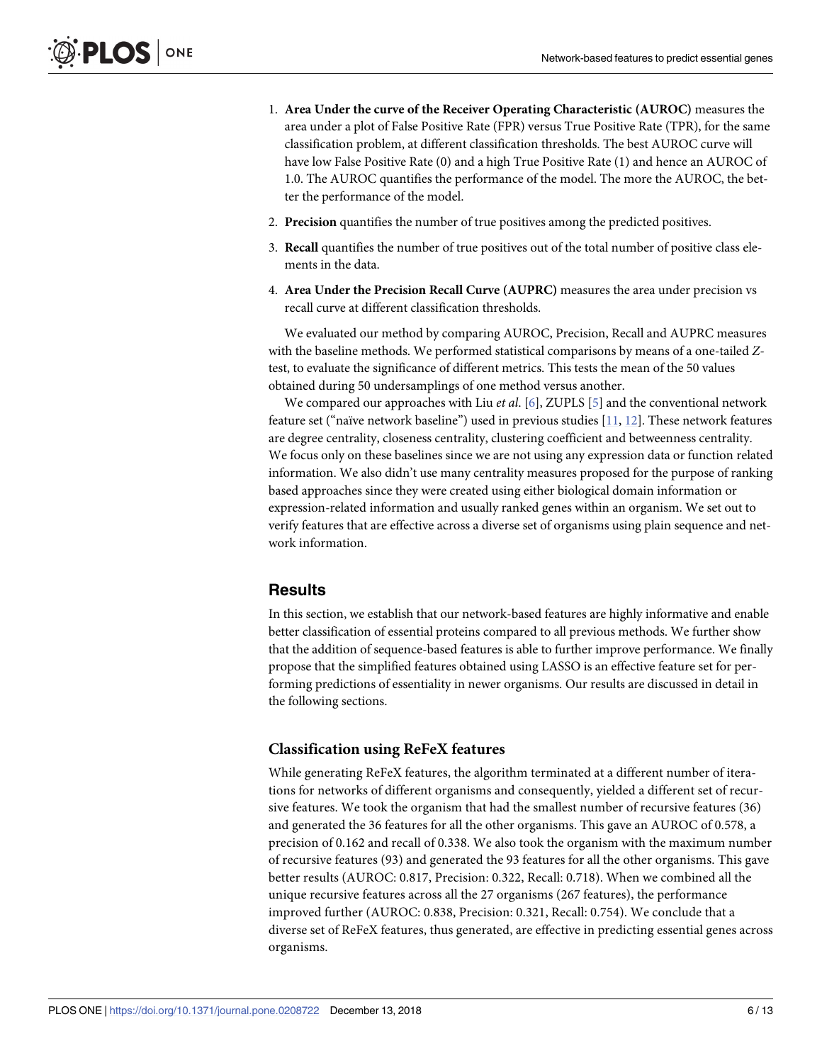1. **Area Under the curve of the Receiver Operating Characteristic (AUROC)** measures the area under a plot of False Positive Rate (FPR) versus True Positive Rate (TPR), for the same classification problem, at different classification thresholds. The best AUROC curve will have low False Positive Rate (0) and a high True Positive Rate (1) and hence an AUROC of 1.0. The AUROC quantifies the performance of the model. The more the AUROC, the better the performance of the model.
2. **Precision** quantifies the number of true positives among the predicted positives.
3. **Recall** quantifies the number of true positives out of the total number of positive class elements in the data.
4. **Area Under the Precision Recall Curve (AUPRC)** measures the area under precision vs recall curve at different classification thresholds.

We evaluated our method by comparing AUROC, Precision, Recall and AUPRC measures with the baseline methods. We performed statistical comparisons by means of a one-tailed *Z*-test, to evaluate the significance of different metrics. This tests the mean of the 50 values obtained during 50 undersamplings of one method versus another.

We compared our approaches with Liu *et al.* [6], ZUPLS [5] and the conventional network feature set ("naïve network baseline") used in previous studies [11, 12]. These network features are degree centrality, closeness centrality, clustering coefficient and betweenness centrality. We focus only on these baselines since we are not using any expression data or function related information. We also didn't use many centrality measures proposed for the purpose of ranking based approaches since they were created using either biological domain information or expression-related information and usually ranked genes within an organism. We set out to verify features that are effective across a diverse set of organisms using plain sequence and network information.

## Results

In this section, we establish that our network-based features are highly informative and enable better classification of essential proteins compared to all previous methods. We further show that the addition of sequence-based features is able to further improve performance. We finally propose that the simplified features obtained using LASSO is an effective feature set for performing predictions of essentiality in newer organisms. Our results are discussed in detail in the following sections.

### Classification using ReFeX features

While generating ReFeX features, the algorithm terminated at a different number of iterations for networks of different organisms and consequently, yielded a different set of recursive features. We took the organism that had the smallest number of recursive features (36) and generated the 36 features for all the other organisms. This gave an AUROC of 0.578, a precision of 0.162 and recall of 0.338. We also took the organism with the maximum number of recursive features (93) and generated the 93 features for all the other organisms. This gave better results (AUROC: 0.817, Precision: 0.322, Recall: 0.718). When we combined all the unique recursive features across all the 27 organisms (267 features), the performance improved further (AUROC: 0.838, Precision: 0.321, Recall: 0.754). We conclude that a diverse set of ReFeX features, thus generated, are effective in predicting essential genes across organisms.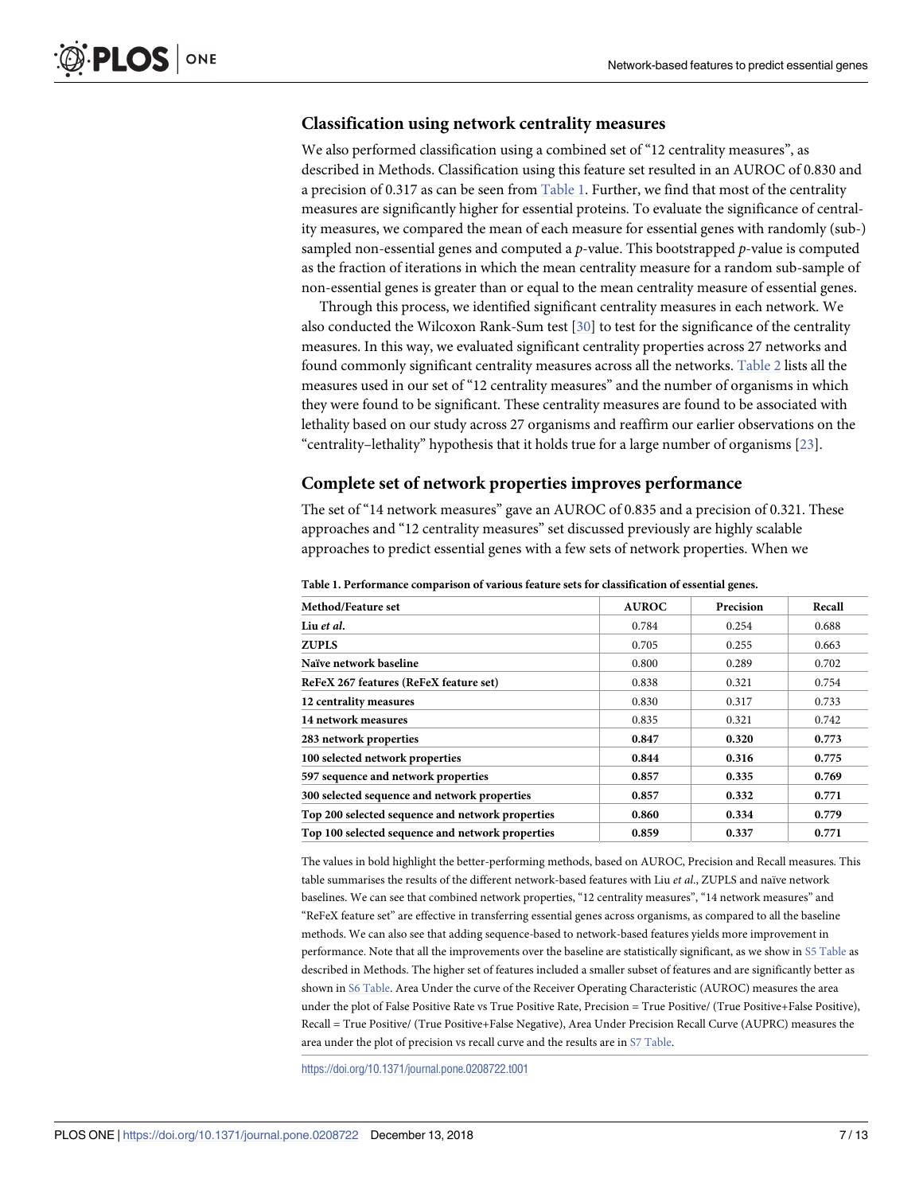## Classification using network centrality measures

We also performed classification using a combined set of "12 centrality measures", as described in Methods. Classification using this feature set resulted in an AUROC of 0.830 and a precision of 0.317 as can be seen from Table 1. Further, we find that most of the centrality measures are significantly higher for essential proteins. To evaluate the significance of centrality measures, we compared the mean of each measure for essential genes with randomly (sub-) sampled non-essential genes and computed a *p*-value. This bootstrapped *p*-value is computed as the fraction of iterations in which the mean centrality measure for a random sub-sample of non-essential genes is greater than or equal to the mean centrality measure of essential genes.

Through this process, we identified significant centrality measures in each network. We also conducted the Wilcoxon Rank-Sum test [30] to test for the significance of the centrality measures. In this way, we evaluated significant centrality properties across 27 networks and found commonly significant centrality measures across all the networks. Table 2 lists all the measures used in our set of "12 centrality measures" and the number of organisms in which they were found to be significant. These centrality measures are found to be associated with lethality based on our study across 27 organisms and reaffirm our earlier observations on the "centrality–lethality" hypothesis that it holds true for a large number of organisms [23].

## Complete set of network properties improves performance

The set of "14 network measures" gave an AUROC of 0.835 and a precision of 0.321. These approaches and "12 centrality measures" set discussed previously are highly scalable approaches to predict essential genes with a few sets of network properties. When we

**Table 1. Performance comparison of various feature sets for classification of essential genes.**

| Method/Feature set | AUROC | Precision | Recall |
|---|---|---|---|
| **Liu *et al*.** | 0.784 | 0.254 | 0.688 |
| **ZUPLS** | 0.705 | 0.255 | 0.663 |
| **Naïve network baseline** | 0.800 | 0.289 | 0.702 |
| **ReFeX 267 features (ReFeX feature set)** | 0.838 | 0.321 | 0.754 |
| **12 centrality measures** | 0.830 | 0.317 | 0.733 |
| **14 network measures** | 0.835 | 0.321 | 0.742 |
| **283 network properties** | **0.847** | **0.320** | **0.773** |
| **100 selected network properties** | **0.844** | **0.316** | **0.775** |
| **597 sequence and network properties** | **0.857** | **0.335** | **0.769** |
| **300 selected sequence and network properties** | **0.857** | **0.332** | **0.771** |
| **Top 200 selected sequence and network properties** | **0.860** | **0.334** | **0.779** |
| **Top 100 selected sequence and network properties** | **0.859** | **0.337** | **0.771** |

The values in bold highlight the better-performing methods, based on AUROC, Precision and Recall measures. This table summarises the results of the different network-based features with Liu *et al*., ZUPLS and naïve network baselines. We can see that combined network properties, "12 centrality measures", "14 network measures" and "ReFeX feature set" are effective in transferring essential genes across organisms, as compared to all the baseline methods. We can also see that adding sequence-based to network-based features yields more improvement in performance. Note that all the improvements over the baseline are statistically significant, as we show in S5 Table as described in Methods. The higher set of features included a smaller subset of features and are significantly better as shown in S6 Table. Area Under the curve of the Receiver Operating Characteristic (AUROC) measures the area under the plot of False Positive Rate vs True Positive Rate, Precision = True Positive/ (True Positive+False Positive), Recall = True Positive/ (True Positive+False Negative), Area Under Precision Recall Curve (AUPRC) measures the area under the plot of precision vs recall curve and the results are in S7 Table.

https://doi.org/10.1371/journal.pone.0208722.t001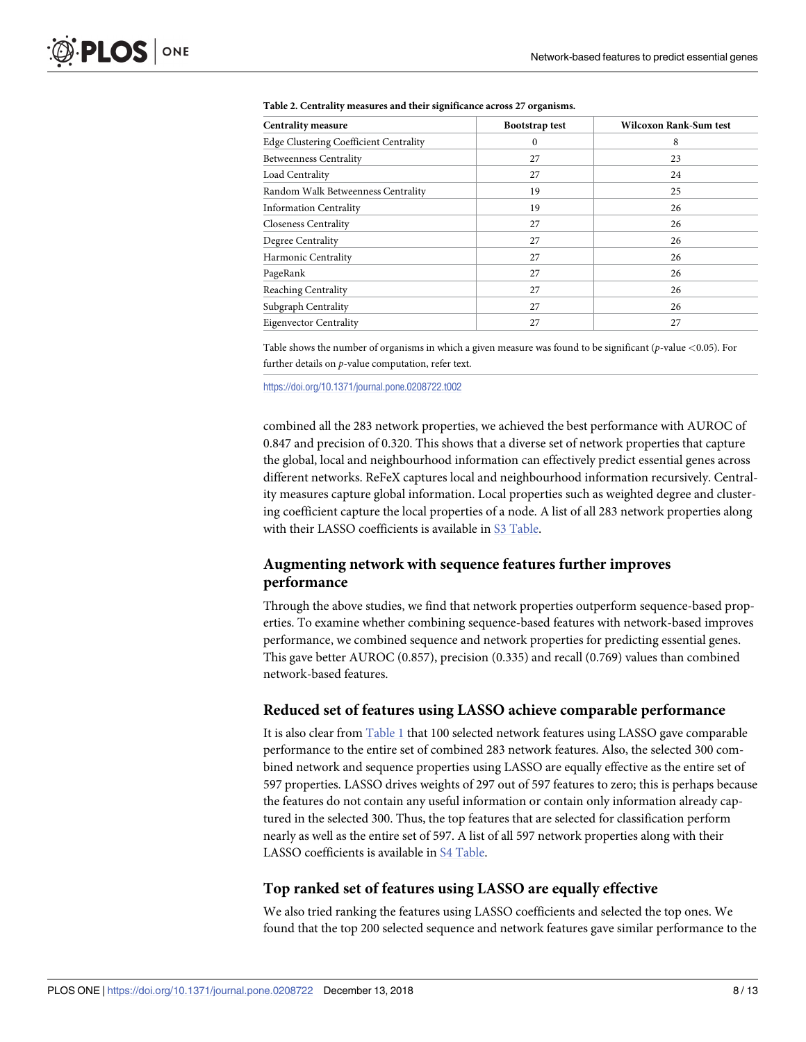**Table 2. Centrality measures and their significance across 27 organisms.**

| Centrality measure | Bootstrap test | Wilcoxon Rank-Sum test |
|---|---|---|
| Edge Clustering Coefficient Centrality | 0 | 8 |
| Betweenness Centrality | 27 | 23 |
| Load Centrality | 27 | 24 |
| Random Walk Betweenness Centrality | 19 | 25 |
| Information Centrality | 19 | 26 |
| Closeness Centrality | 27 | 26 |
| Degree Centrality | 27 | 26 |
| Harmonic Centrality | 27 | 26 |
| PageRank | 27 | 26 |
| Reaching Centrality | 27 | 26 |
| Subgraph Centrality | 27 | 26 |
| Eigenvector Centrality | 27 | 27 |

Table shows the number of organisms in which a given measure was found to be significant ($p$-value $<0.05$). For further details on $p$-value computation, refer text.

https://doi.org/10.1371/journal.pone.0208722.t002

combined all the 283 network properties, we achieved the best performance with AUROC of 0.847 and precision of 0.320. This shows that a diverse set of network properties that capture the global, local and neighbourhood information can effectively predict essential genes across different networks. ReFeX captures local and neighbourhood information recursively. Centrality measures capture global information. Local properties such as weighted degree and clustering coefficient capture the local properties of a node. A list of all 283 network properties along with their LASSO coefficients is available in S3 Table.

## Augmenting network with sequence features further improves performance

Through the above studies, we find that network properties outperform sequence-based properties. To examine whether combining sequence-based features with network-based improves performance, we combined sequence and network properties for predicting essential genes. This gave better AUROC (0.857), precision (0.335) and recall (0.769) values than combined network-based features.

## Reduced set of features using LASSO achieve comparable performance

It is also clear from Table 1 that 100 selected network features using LASSO gave comparable performance to the entire set of combined 283 network features. Also, the selected 300 combined network and sequence properties using LASSO are equally effective as the entire set of 597 properties. LASSO drives weights of 297 out of 597 features to zero; this is perhaps because the features do not contain any useful information or contain only information already captured in the selected 300. Thus, the top features that are selected for classification perform nearly as well as the entire set of 597. A list of all 597 network properties along with their LASSO coefficients is available in S4 Table.

## Top ranked set of features using LASSO are equally effective

We also tried ranking the features using LASSO coefficients and selected the top ones. We found that the top 200 selected sequence and network features gave similar performance to the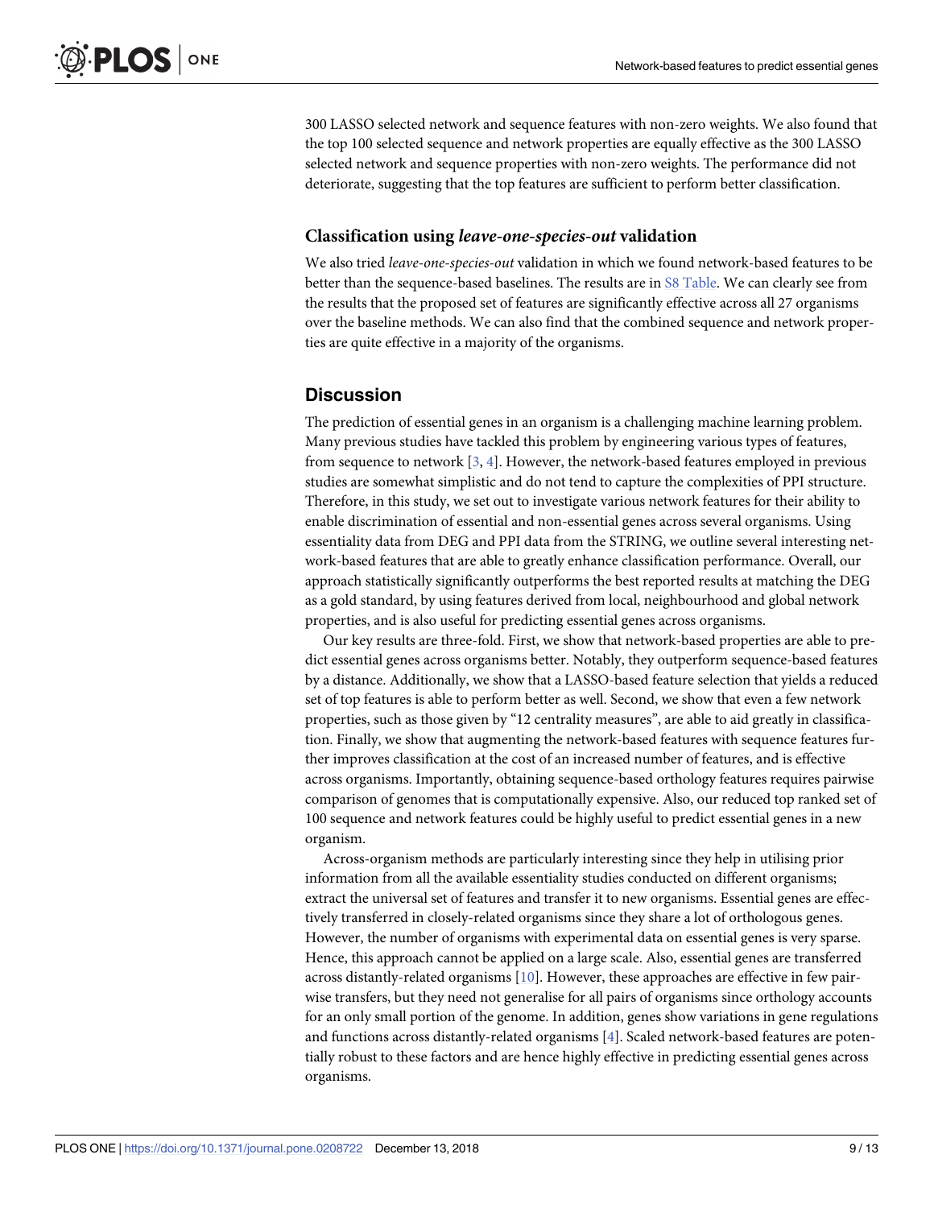300 LASSO selected network and sequence features with non-zero weights. We also found that the top 100 selected sequence and network properties are equally effective as the 300 LASSO selected network and sequence properties with non-zero weights. The performance did not deteriorate, suggesting that the top features are sufficient to perform better classification.

### Classification using *leave-one-species-out* validation

We also tried *leave-one-species-out* validation in which we found network-based features to be better than the sequence-based baselines. The results are in S8 Table. We can clearly see from the results that the proposed set of features are significantly effective across all 27 organisms over the baseline methods. We can also find that the combined sequence and network properties are quite effective in a majority of the organisms.

## Discussion

The prediction of essential genes in an organism is a challenging machine learning problem. Many previous studies have tackled this problem by engineering various types of features, from sequence to network [3, 4]. However, the network-based features employed in previous studies are somewhat simplistic and do not tend to capture the complexities of PPI structure. Therefore, in this study, we set out to investigate various network features for their ability to enable discrimination of essential and non-essential genes across several organisms. Using essentiality data from DEG and PPI data from the STRING, we outline several interesting network-based features that are able to greatly enhance classification performance. Overall, our approach statistically significantly outperforms the best reported results at matching the DEG as a gold standard, by using features derived from local, neighbourhood and global network properties, and is also useful for predicting essential genes across organisms.

Our key results are three-fold. First, we show that network-based properties are able to predict essential genes across organisms better. Notably, they outperform sequence-based features by a distance. Additionally, we show that a LASSO-based feature selection that yields a reduced set of top features is able to perform better as well. Second, we show that even a few network properties, such as those given by "12 centrality measures", are able to aid greatly in classification. Finally, we show that augmenting the network-based features with sequence features further improves classification at the cost of an increased number of features, and is effective across organisms. Importantly, obtaining sequence-based orthology features requires pairwise comparison of genomes that is computationally expensive. Also, our reduced top ranked set of 100 sequence and network features could be highly useful to predict essential genes in a new organism.

Across-organism methods are particularly interesting since they help in utilising prior information from all the available essentiality studies conducted on different organisms; extract the universal set of features and transfer it to new organisms. Essential genes are effectively transferred in closely-related organisms since they share a lot of orthologous genes. However, the number of organisms with experimental data on essential genes is very sparse. Hence, this approach cannot be applied on a large scale. Also, essential genes are transferred across distantly-related organisms [10]. However, these approaches are effective in few pairwise transfers, but they need not generalise for all pairs of organisms since orthology accounts for an only small portion of the genome. In addition, genes show variations in gene regulations and functions across distantly-related organisms [4]. Scaled network-based features are potentially robust to these factors and are hence highly effective in predicting essential genes across organisms.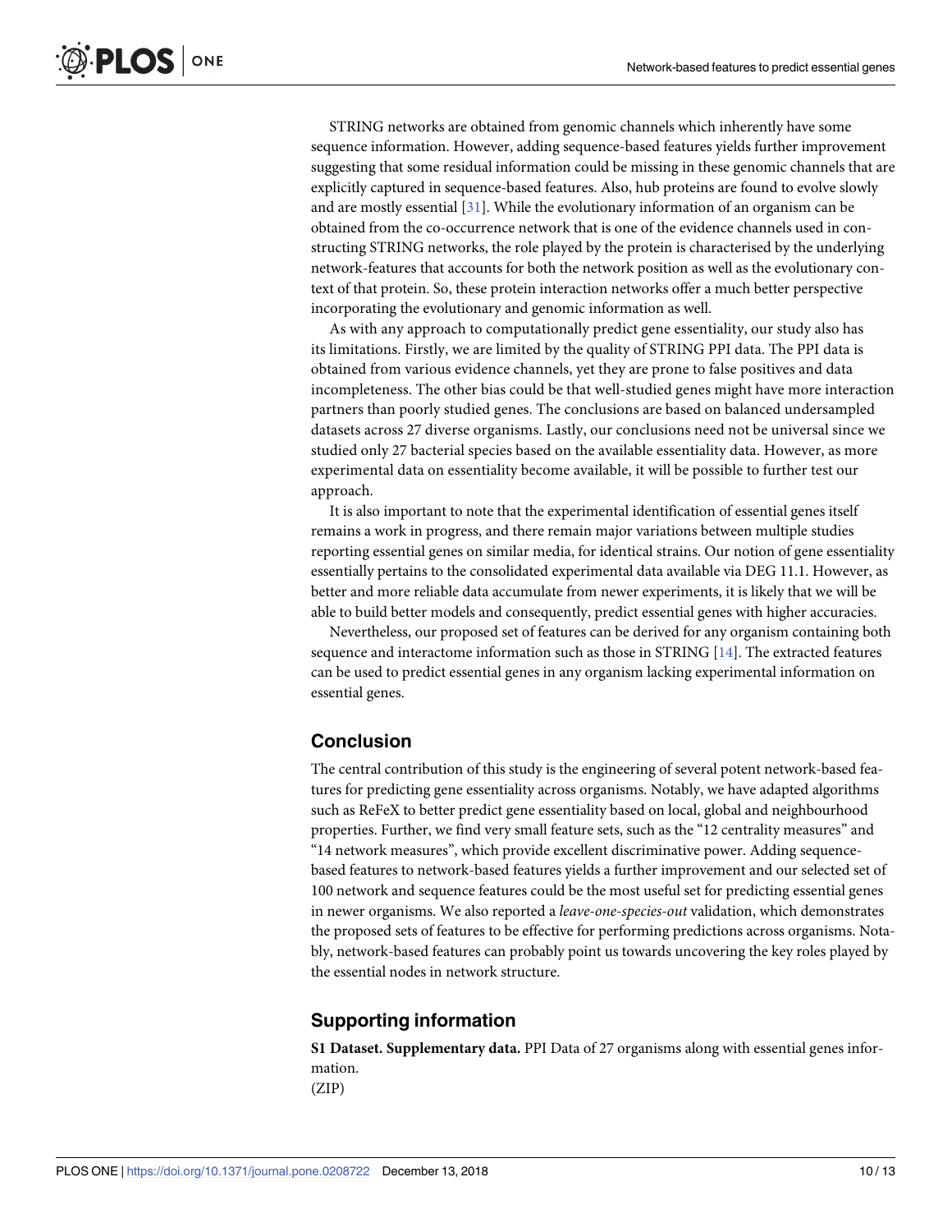STRING networks are obtained from genomic channels which inherently have some sequence information. However, adding sequence-based features yields further improvement suggesting that some residual information could be missing in these genomic channels that are explicitly captured in sequence-based features. Also, hub proteins are found to evolve slowly and are mostly essential [31]. While the evolutionary information of an organism can be obtained from the co-occurrence network that is one of the evidence channels used in constructing STRING networks, the role played by the protein is characterised by the underlying network-features that accounts for both the network position as well as the evolutionary context of that protein. So, these protein interaction networks offer a much better perspective incorporating the evolutionary and genomic information as well.

As with any approach to computationally predict gene essentiality, our study also has its limitations. Firstly, we are limited by the quality of STRING PPI data. The PPI data is obtained from various evidence channels, yet they are prone to false positives and data incompleteness. The other bias could be that well-studied genes might have more interaction partners than poorly studied genes. The conclusions are based on balanced undersampled datasets across 27 diverse organisms. Lastly, our conclusions need not be universal since we studied only 27 bacterial species based on the available essentiality data. However, as more experimental data on essentiality become available, it will be possible to further test our approach.

It is also important to note that the experimental identification of essential genes itself remains a work in progress, and there remain major variations between multiple studies reporting essential genes on similar media, for identical strains. Our notion of gene essentiality essentially pertains to the consolidated experimental data available via DEG 11.1. However, as better and more reliable data accumulate from newer experiments, it is likely that we will be able to build better models and consequently, predict essential genes with higher accuracies.

Nevertheless, our proposed set of features can be derived for any organism containing both sequence and interactome information such as those in STRING [14]. The extracted features can be used to predict essential genes in any organism lacking experimental information on essential genes.

## Conclusion

The central contribution of this study is the engineering of several potent network-based features for predicting gene essentiality across organisms. Notably, we have adapted algorithms such as ReFeX to better predict gene essentiality based on local, global and neighbourhood properties. Further, we find very small feature sets, such as the "12 centrality measures" and "14 network measures", which provide excellent discriminative power. Adding sequence-based features to network-based features yields a further improvement and our selected set of 100 network and sequence features could be the most useful set for predicting essential genes in newer organisms. We also reported a *leave-one-species-out* validation, which demonstrates the proposed sets of features to be effective for performing predictions across organisms. Notably, network-based features can probably point us towards uncovering the key roles played by the essential nodes in network structure.

## Supporting information

**S1 Dataset. Supplementary data.** PPI Data of 27 organisms along with essential genes information.
(ZIP)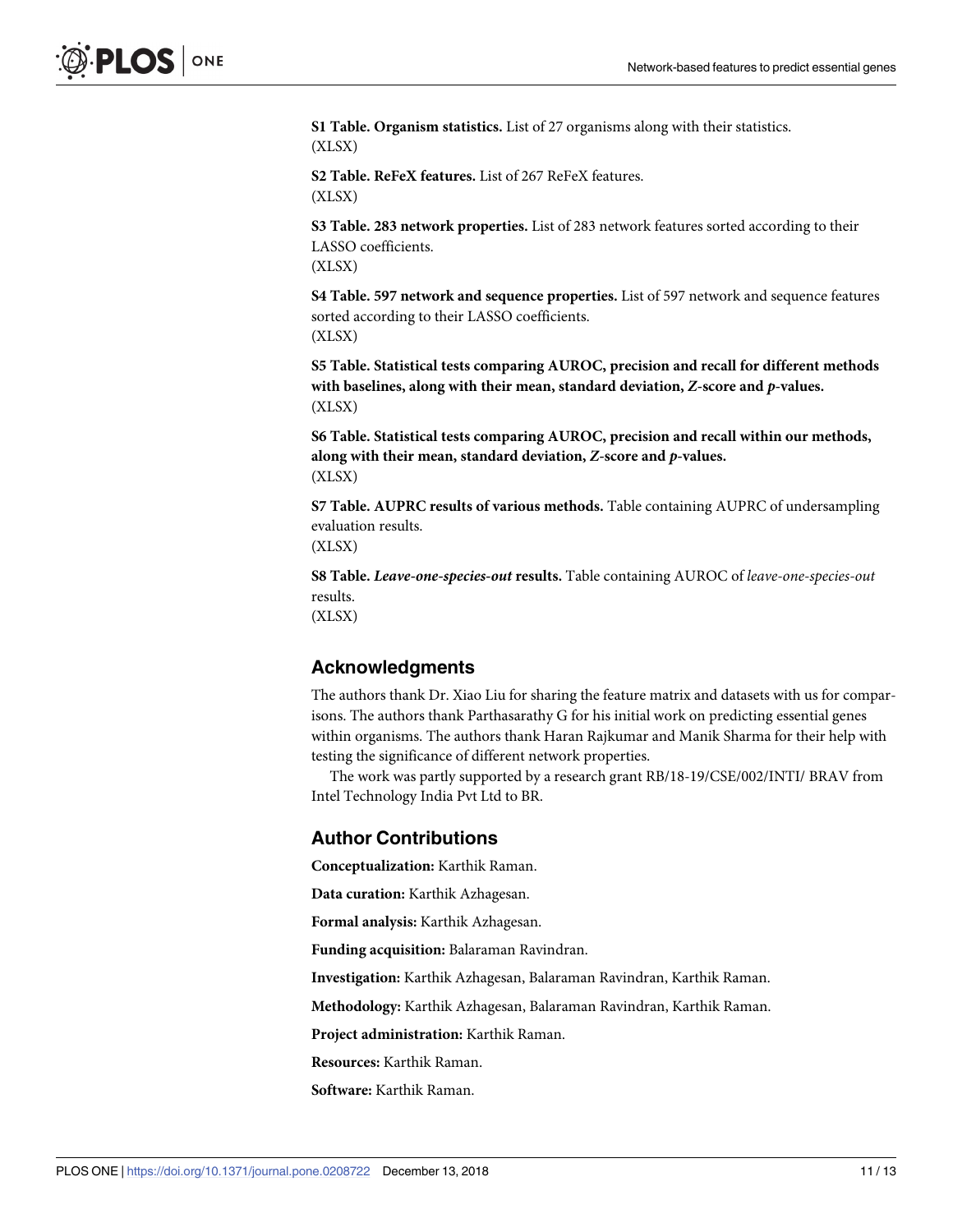**S1 Table. Organism statistics.** List of 27 organisms along with their statistics.
(XLSX)

**S2 Table. ReFeX features.** List of 267 ReFeX features.
(XLSX)

**S3 Table. 283 network properties.** List of 283 network features sorted according to their LASSO coefficients.
(XLSX)

**S4 Table. 597 network and sequence properties.** List of 597 network and sequence features sorted according to their LASSO coefficients.
(XLSX)

**S5 Table. Statistical tests comparing AUROC, precision and recall for different methods with baselines, along with their mean, standard deviation, *Z*-score and *p*-values.**
(XLSX)

**S6 Table. Statistical tests comparing AUROC, precision and recall within our methods, along with their mean, standard deviation, *Z*-score and *p*-values.**
(XLSX)

**S7 Table. AUPRC results of various methods.** Table containing AUPRC of undersampling evaluation results.
(XLSX)

**S8 Table. *Leave-one-species-out* results.** Table containing AUROC of *leave-one-species-out* results.
(XLSX)

## Acknowledgments

The authors thank Dr. Xiao Liu for sharing the feature matrix and datasets with us for comparisons. The authors thank Parthasarathy G for his initial work on predicting essential genes within organisms. The authors thank Haran Rajkumar and Manik Sharma for their help with testing the significance of different network properties.

The work was partly supported by a research grant RB/18-19/CSE/002/INTI/ BRAV from Intel Technology India Pvt Ltd to BR.

## Author Contributions

**Conceptualization:** Karthik Raman.

**Data curation:** Karthik Azhagesan.

**Formal analysis:** Karthik Azhagesan.

**Funding acquisition:** Balaraman Ravindran.

**Investigation:** Karthik Azhagesan, Balaraman Ravindran, Karthik Raman.

**Methodology:** Karthik Azhagesan, Balaraman Ravindran, Karthik Raman.

**Project administration:** Karthik Raman.

**Resources:** Karthik Raman.

**Software:** Karthik Raman.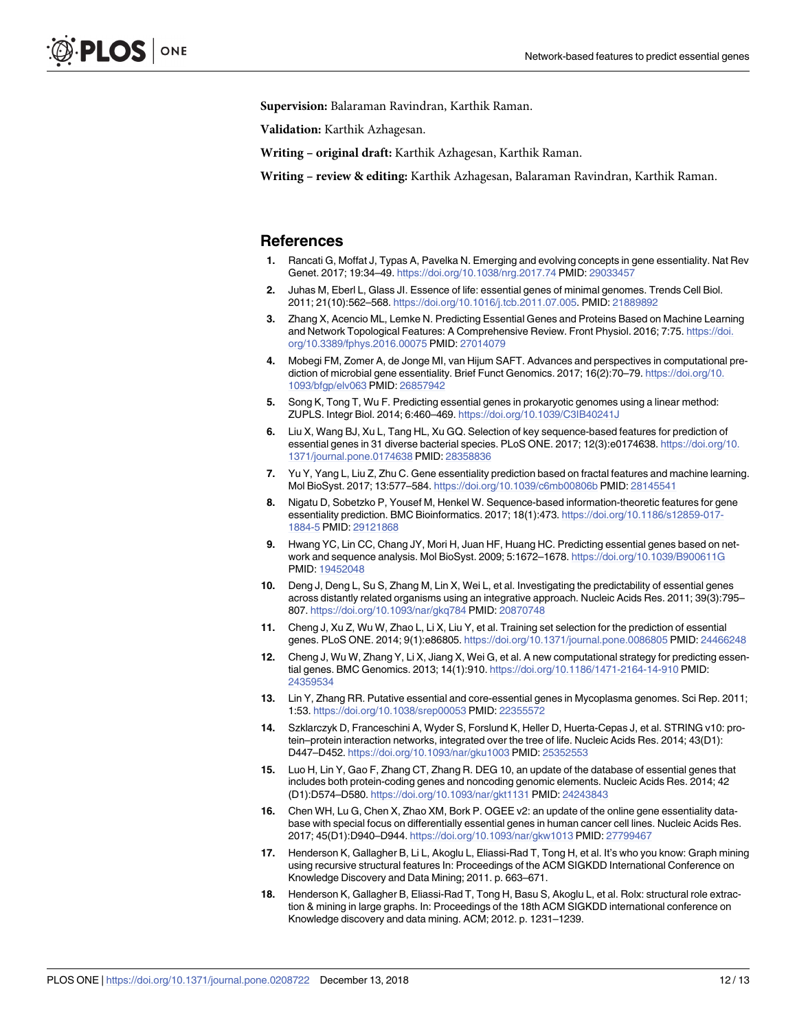**Supervision:** Balaraman Ravindran, Karthik Raman.

**Validation:** Karthik Azhagesan.

**Writing – original draft:** Karthik Azhagesan, Karthik Raman.

**Writing – review & editing:** Karthik Azhagesan, Balaraman Ravindran, Karthik Raman.

## References

1. Rancati G, Moffat J, Typas A, Pavelka N. Emerging and evolving concepts in gene essentiality. Nat Rev Genet. 2017; 19:34–49. https://doi.org/10.1038/nrg.2017.74 PMID: 29033457
2. Juhas M, Eberl L, Glass JI. Essence of life: essential genes of minimal genomes. Trends Cell Biol. 2011; 21(10):562–568. https://doi.org/10.1016/j.tcb.2011.07.005. PMID: 21889892
3. Zhang X, Acencio ML, Lemke N. Predicting Essential Genes and Proteins Based on Machine Learning and Network Topological Features: A Comprehensive Review. Front Physiol. 2016; 7:75. https://doi.org/10.3389/fphys.2016.00075 PMID: 27014079
4. Mobegi FM, Zomer A, de Jonge MI, van Hijum SAFT. Advances and perspectives in computational prediction of microbial gene essentiality. Brief Funct Genomics. 2017; 16(2):70–79. https://doi.org/10.1093/bfgp/elv063 PMID: 26857942
5. Song K, Tong T, Wu F. Predicting essential genes in prokaryotic genomes using a linear method: ZUPLS. Integr Biol. 2014; 6:460–469. https://doi.org/10.1039/C3IB40241J
6. Liu X, Wang BJ, Xu L, Tang HL, Xu GQ. Selection of key sequence-based features for prediction of essential genes in 31 diverse bacterial species. PLoS ONE. 2017; 12(3):e0174638. https://doi.org/10.1371/journal.pone.0174638 PMID: 28358836
7. Yu Y, Yang L, Liu Z, Zhu C. Gene essentiality prediction based on fractal features and machine learning. Mol BioSyst. 2017; 13:577–584. https://doi.org/10.1039/c6mb00806b PMID: 28145541
8. Nigatu D, Sobetzko P, Yousef M, Henkel W. Sequence-based information-theoretic features for gene essentiality prediction. BMC Bioinformatics. 2017; 18(1):473. https://doi.org/10.1186/s12859-017-1884-5 PMID: 29121868
9. Hwang YC, Lin CC, Chang JY, Mori H, Juan HF, Huang HC. Predicting essential genes based on network and sequence analysis. Mol BioSyst. 2009; 5:1672–1678. https://doi.org/10.1039/B900611G PMID: 19452048
10. Deng J, Deng L, Su S, Zhang M, Lin X, Wei L, et al. Investigating the predictability of essential genes across distantly related organisms using an integrative approach. Nucleic Acids Res. 2011; 39(3):795–807. https://doi.org/10.1093/nar/gkq784 PMID: 20870748
11. Cheng J, Xu Z, Wu W, Zhao L, Li X, Liu Y, et al. Training set selection for the prediction of essential genes. PLoS ONE. 2014; 9(1):e86805. https://doi.org/10.1371/journal.pone.0086805 PMID: 24466248
12. Cheng J, Wu W, Zhang Y, Li X, Jiang X, Wei G, et al. A new computational strategy for predicting essential genes. BMC Genomics. 2013; 14(1):910. https://doi.org/10.1186/1471-2164-14-910 PMID: 24359534
13. Lin Y, Zhang RR. Putative essential and core-essential genes in Mycoplasma genomes. Sci Rep. 2011; 1:53. https://doi.org/10.1038/srep00053 PMID: 22355572
14. Szklarczyk D, Franceschini A, Wyder S, Forslund K, Heller D, Huerta-Cepas J, et al. STRING v10: protein–protein interaction networks, integrated over the tree of life. Nucleic Acids Res. 2014; 43(D1): D447–D452. https://doi.org/10.1093/nar/gku1003 PMID: 25352553
15. Luo H, Lin Y, Gao F, Zhang CT, Zhang R. DEG 10, an update of the database of essential genes that includes both protein-coding genes and noncoding genomic elements. Nucleic Acids Res. 2014; 42 (D1):D574–D580. https://doi.org/10.1093/nar/gkt1131 PMID: 24243843
16. Chen WH, Lu G, Chen X, Zhao XM, Bork P. OGEE v2: an update of the online gene essentiality database with special focus on differentially essential genes in human cancer cell lines. Nucleic Acids Res. 2017; 45(D1):D940–D944. https://doi.org/10.1093/nar/gkw1013 PMID: 27799467
17. Henderson K, Gallagher B, Li L, Akoglu L, Eliassi-Rad T, Tong H, et al. It's who you know: Graph mining using recursive structural features In: Proceedings of the ACM SIGKDD International Conference on Knowledge Discovery and Data Mining; 2011. p. 663–671.
18. Henderson K, Gallagher B, Eliassi-Rad T, Tong H, Basu S, Akoglu L, et al. Rolx: structural role extraction & mining in large graphs. In: Proceedings of the 18th ACM SIGKDD international conference on Knowledge discovery and data mining. ACM; 2012. p. 1231–1239.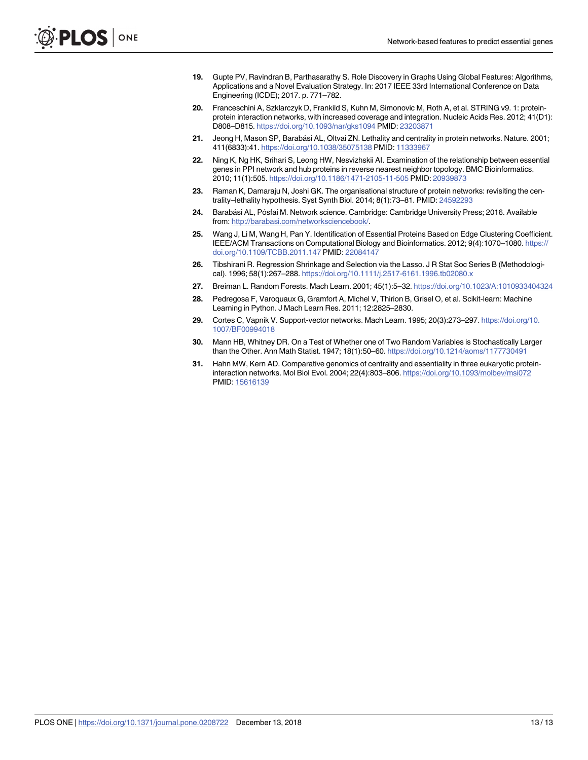19. Gupte PV, Ravindran B, Parthasarathy S. Role Discovery in Graphs Using Global Features: Algorithms, Applications and a Novel Evaluation Strategy. In: 2017 IEEE 33rd International Conference on Data Engineering (ICDE); 2017. p. 771–782.

20. Franceschini A, Szklarczyk D, Frankild S, Kuhn M, Simonovic M, Roth A, et al. STRING v9. 1: protein-protein interaction networks, with increased coverage and integration. Nucleic Acids Res. 2012; 41(D1): D808–D815. https://doi.org/10.1093/nar/gks1094 PMID: 23203871

21. Jeong H, Mason SP, Barabási AL, Oltvai ZN. Lethality and centrality in protein networks. Nature. 2001; 411(6833):41. https://doi.org/10.1038/35075138 PMID: 11333967

22. Ning K, Ng HK, Srihari S, Leong HW, Nesvizhskii AI. Examination of the relationship between essential genes in PPI network and hub proteins in reverse nearest neighbor topology. BMC Bioinformatics. 2010; 11(1):505. https://doi.org/10.1186/1471-2105-11-505 PMID: 20939873

23. Raman K, Damaraju N, Joshi GK. The organisational structure of protein networks: revisiting the centrality–lethality hypothesis. Syst Synth Biol. 2014; 8(1):73–81. PMID: 24592293

24. Barabási AL, Pósfai M. Network science. Cambridge: Cambridge University Press; 2016. Available from: http://barabasi.com/networksciencebook/.

25. Wang J, Li M, Wang H, Pan Y. Identification of Essential Proteins Based on Edge Clustering Coefficient. IEEE/ACM Transactions on Computational Biology and Bioinformatics. 2012; 9(4):1070–1080. https://doi.org/10.1109/TCBB.2011.147 PMID: 22084147

26. Tibshirani R. Regression Shrinkage and Selection via the Lasso. J R Stat Soc Series B (Methodological). 1996; 58(1):267–288. https://doi.org/10.1111/j.2517-6161.1996.tb02080.x

27. Breiman L. Random Forests. Mach Learn. 2001; 45(1):5–32. https://doi.org/10.1023/A:1010933404324

28. Pedregosa F, Varoquaux G, Gramfort A, Michel V, Thirion B, Grisel O, et al. Scikit-learn: Machine Learning in Python. J Mach Learn Res. 2011; 12:2825–2830.

29. Cortes C, Vapnik V. Support-vector networks. Mach Learn. 1995; 20(3):273–297. https://doi.org/10.1007/BF00994018

30. Mann HB, Whitney DR. On a Test of Whether one of Two Random Variables is Stochastically Larger than the Other. Ann Math Statist. 1947; 18(1):50–60. https://doi.org/10.1214/aoms/1177730491

31. Hahn MW, Kern AD. Comparative genomics of centrality and essentiality in three eukaryotic protein-interaction networks. Mol Biol Evol. 2004; 22(4):803–806. https://doi.org/10.1093/molbev/msi072 PMID: 15616139